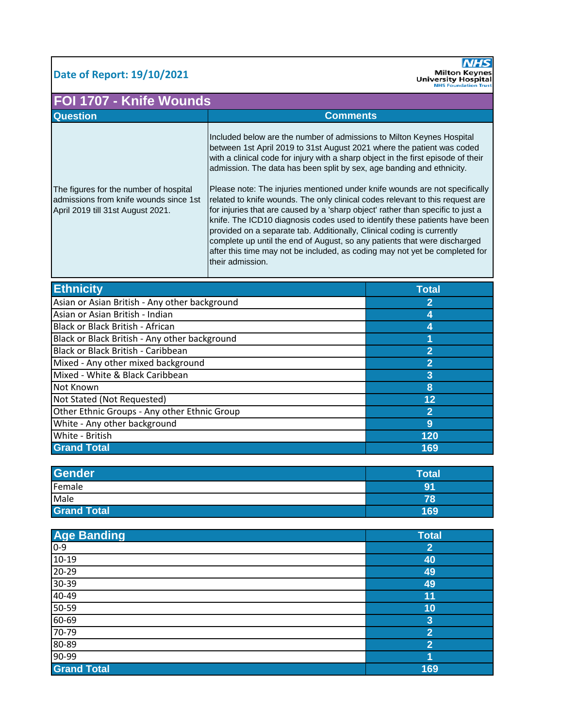**Date of Report: 19/10/2021**

Milton Keynes University Hospital
NHS Foundation Trust

# FOI 1707 - Knife Wounds

| Question | Comments |
| --- | --- |
| The figures for the number of hospital admissions from knife wounds since 1st April 2019 till 31st August 2021. | Included below are the number of admissions to Milton Keynes Hospital between 1st April 2019 to 31st August 2021 where the patient was coded with a clinical code for injury with a sharp object in the first episode of their admission. The data has been split by sex, age banding and ethnicity.<br><br>Please note: The injuries mentioned under knife wounds are not specifically related to knife wounds. The only clinical codes relevant to this request are for injuries that are caused by a 'sharp object' rather than specific to just a knife. The ICD10 diagnosis codes used to identify these patients have been provided on a separate tab. Additionally, Clinical coding is currently complete up until the end of August, so any patients that were discharged after this time may not be included, as coding may not yet be completed for their admission. |

| Ethnicity | Total |
| --- | --- |
| Asian or Asian British - Any other background | 2 |
| Asian or Asian British - Indian | 4 |
| Black or Black British - African | 4 |
| Black or Black British - Any other background | 1 |
| Black or Black British - Caribbean | 2 |
| Mixed - Any other mixed background | 2 |
| Mixed - White & Black Caribbean | 3 |
| Not Known | 8 |
| Not Stated (Not Requested) | 12 |
| Other Ethnic Groups - Any other Ethnic Group | 2 |
| White - Any other background | 9 |
| White - British | 120 |
| **Grand Total** | **169** |

| Gender | Total |
| --- | --- |
| Female | 91 |
| Male | 78 |
| **Grand Total** | **169** |

| Age Banding | Total |
| --- | --- |
| 0-9 | 2 |
| 10-19 | 40 |
| 20-29 | 49 |
| 30-39 | 49 |
| 40-49 | 11 |
| 50-59 | 10 |
| 60-69 | 3 |
| 70-79 | 2 |
| 80-89 | 2 |
| 90-99 | 1 |
| **Grand Total** | **169** |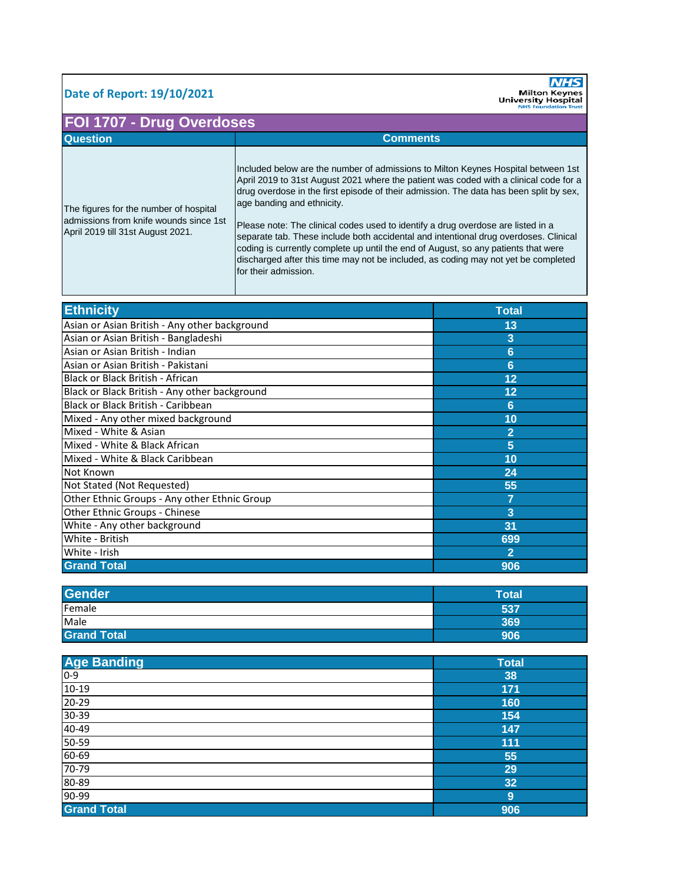**Date of Report: 19/10/2021**

NHS Milton Keynes University Hospital NHS Foundation Trust

# FOI 1707 - Drug Overdoses

| Question | Comments |
|---|---|
| The figures for the number of hospital admissions from knife wounds since 1st April 2019 till 31st August 2021. | Included below are the number of admissions to Milton Keynes Hospital between 1st April 2019 to 31st August 2021 where the patient was coded with a clinical code for a drug overdose in the first episode of their admission. The data has been split by sex, age banding and ethnicity.<br><br>Please note: The clinical codes used to identify a drug overdose are listed in a separate tab. These include both accidental and intentional drug overdoses. Clinical coding is currently complete up until the end of August, so any patients that were discharged after this time may not be included, as coding may not yet be completed for their admission. |

| Ethnicity | Total |
|---|---|
| Asian or Asian British - Any other background | 13 |
| Asian or Asian British - Bangladeshi | 3 |
| Asian or Asian British - Indian | 6 |
| Asian or Asian British - Pakistani | 6 |
| Black or Black British - African | 12 |
| Black or Black British - Any other background | 12 |
| Black or Black British - Caribbean | 6 |
| Mixed - Any other mixed background | 10 |
| Mixed - White & Asian | 2 |
| Mixed - White & Black African | 5 |
| Mixed - White & Black Caribbean | 10 |
| Not Known | 24 |
| Not Stated (Not Requested) | 55 |
| Other Ethnic Groups - Any other Ethnic Group | 7 |
| Other Ethnic Groups - Chinese | 3 |
| White - Any other background | 31 |
| White - British | 699 |
| White - Irish | 2 |
| **Grand Total** | **906** |

| Gender | Total |
|---|---|
| Female | 537 |
| Male | 369 |
| **Grand Total** | **906** |

| Age Banding | Total |
|---|---|
| 0-9 | 38 |
| 10-19 | 171 |
| 20-29 | 160 |
| 30-39 | 154 |
| 40-49 | 147 |
| 50-59 | 111 |
| 60-69 | 55 |
| 70-79 | 29 |
| 80-89 | 32 |
| 90-99 | 9 |
| **Grand Total** | **906** |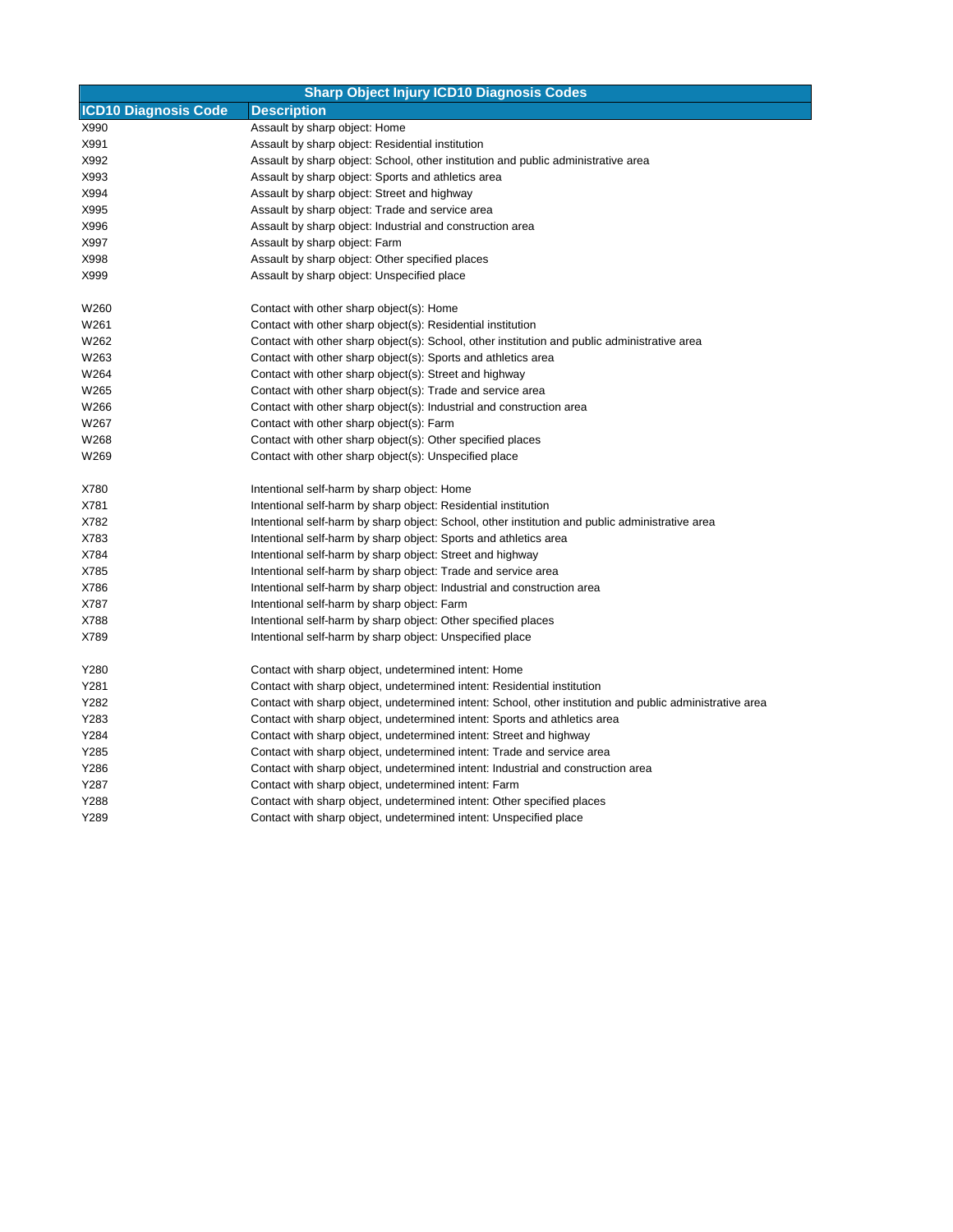| Sharp Object Injury ICD10 Diagnosis Codes | |
|---|---|
| **ICD10 Diagnosis Code** | **Description** |
| X990 | Assault by sharp object: Home |
| X991 | Assault by sharp object: Residential institution |
| X992 | Assault by sharp object: School, other institution and public administrative area |
| X993 | Assault by sharp object: Sports and athletics area |
| X994 | Assault by sharp object: Street and highway |
| X995 | Assault by sharp object: Trade and service area |
| X996 | Assault by sharp object: Industrial and construction area |
| X997 | Assault by sharp object: Farm |
| X998 | Assault by sharp object: Other specified places |
| X999 | Assault by sharp object: Unspecified place |
| | |
| W260 | Contact with other sharp object(s): Home |
| W261 | Contact with other sharp object(s): Residential institution |
| W262 | Contact with other sharp object(s): School, other institution and public administrative area |
| W263 | Contact with other sharp object(s): Sports and athletics area |
| W264 | Contact with other sharp object(s): Street and highway |
| W265 | Contact with other sharp object(s): Trade and service area |
| W266 | Contact with other sharp object(s): Industrial and construction area |
| W267 | Contact with other sharp object(s): Farm |
| W268 | Contact with other sharp object(s): Other specified places |
| W269 | Contact with other sharp object(s): Unspecified place |
| | |
| X780 | Intentional self-harm by sharp object: Home |
| X781 | Intentional self-harm by sharp object: Residential institution |
| X782 | Intentional self-harm by sharp object: School, other institution and public administrative area |
| X783 | Intentional self-harm by sharp object: Sports and athletics area |
| X784 | Intentional self-harm by sharp object: Street and highway |
| X785 | Intentional self-harm by sharp object: Trade and service area |
| X786 | Intentional self-harm by sharp object: Industrial and construction area |
| X787 | Intentional self-harm by sharp object: Farm |
| X788 | Intentional self-harm by sharp object: Other specified places |
| X789 | Intentional self-harm by sharp object: Unspecified place |
| | |
| Y280 | Contact with sharp object, undetermined intent: Home |
| Y281 | Contact with sharp object, undetermined intent: Residential institution |
| Y282 | Contact with sharp object, undetermined intent: School, other institution and public administrative area |
| Y283 | Contact with sharp object, undetermined intent: Sports and athletics area |
| Y284 | Contact with sharp object, undetermined intent: Street and highway |
| Y285 | Contact with sharp object, undetermined intent: Trade and service area |
| Y286 | Contact with sharp object, undetermined intent: Industrial and construction area |
| Y287 | Contact with sharp object, undetermined intent: Farm |
| Y288 | Contact with sharp object, undetermined intent: Other specified places |
| Y289 | Contact with sharp object, undetermined intent: Unspecified place |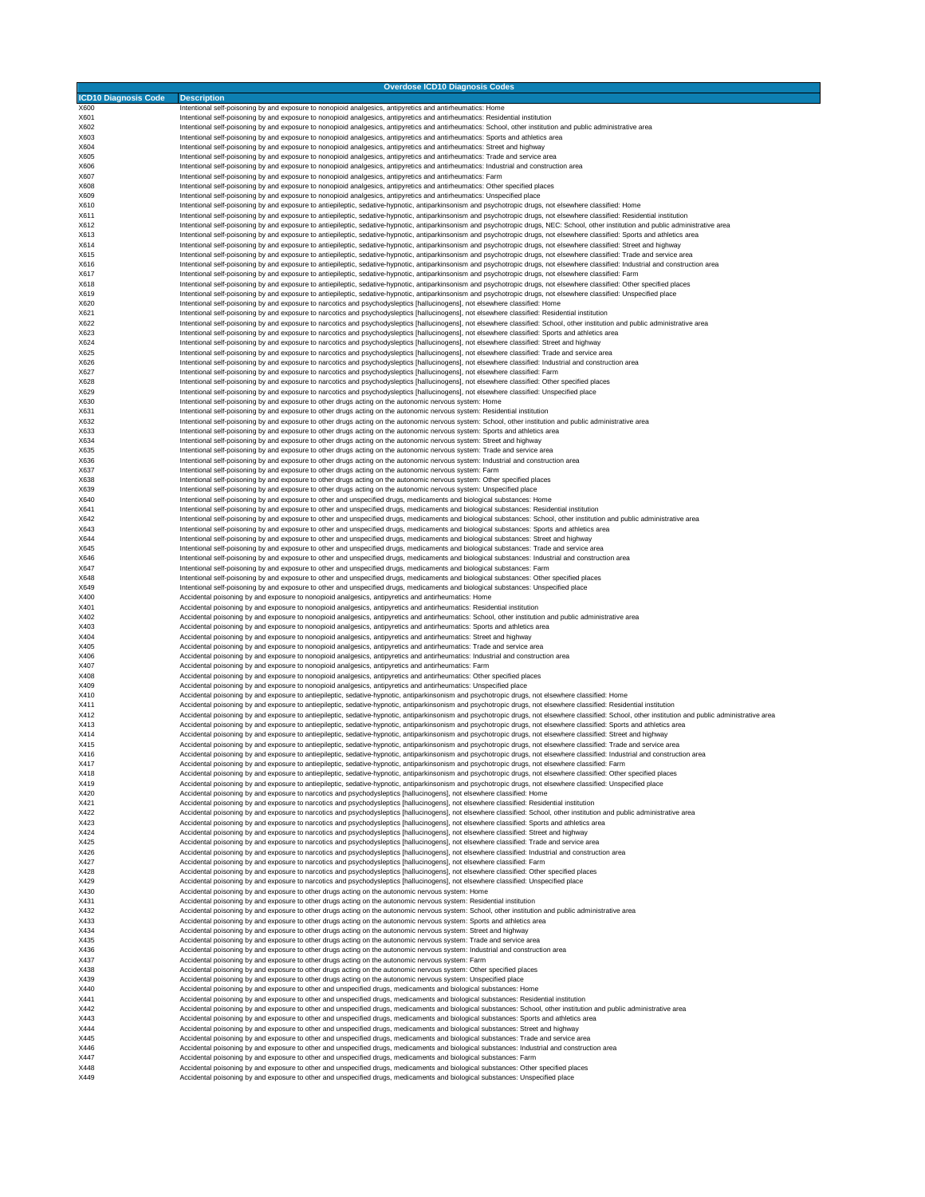| Overdose ICD10 Diagnosis Codes | |
|---|---|
| **ICD10 Diagnosis Code** | **Description** |
| X600 | Intentional self-poisoning by and exposure to nonopioid analgesics, antipyretics and antirheumatics: Home |
| X601 | Intentional self-poisoning by and exposure to nonopioid analgesics, antipyretics and antirheumatics: Residential institution |
| X602 | Intentional self-poisoning by and exposure to nonopioid analgesics, antipyretics and antirheumatics: School, other institution and public administrative area |
| X603 | Intentional self-poisoning by and exposure to nonopioid analgesics, antipyretics and antirheumatics: Sports and athletics area |
| X604 | Intentional self-poisoning by and exposure to nonopioid analgesics, antipyretics and antirheumatics: Street and highway |
| X605 | Intentional self-poisoning by and exposure to nonopioid analgesics, antipyretics and antirheumatics: Trade and service area |
| X606 | Intentional self-poisoning by and exposure to nonopioid analgesics, antipyretics and antirheumatics: Industrial and construction area |
| X607 | Intentional self-poisoning by and exposure to nonopioid analgesics, antipyretics and antirheumatics: Farm |
| X608 | Intentional self-poisoning by and exposure to nonopioid analgesics, antipyretics and antirheumatics: Other specified places |
| X609 | Intentional self-poisoning by and exposure to nonopioid analgesics, antipyretics and antirheumatics: Unspecified place |
| X610 | Intentional self-poisoning by and exposure to antiepileptic, sedative-hypnotic, antiparkinsonism and psychotropic drugs, not elsewhere classified: Home |
| X611 | Intentional self-poisoning by and exposure to antiepileptic, sedative-hypnotic, antiparkinsonism and psychotropic drugs, not elsewhere classified: Residential institution |
| X612 | Intentional self-poisoning by and exposure to antiepileptic, sedative-hypnotic, antiparkinsonism and psychotropic drugs, NEC: School, other institution and public administrative area |
| X613 | Intentional self-poisoning by and exposure to antiepileptic, sedative-hypnotic, antiparkinsonism and psychotropic drugs, not elsewhere classified: Sports and athletics area |
| X614 | Intentional self-poisoning by and exposure to antiepileptic, sedative-hypnotic, antiparkinsonism and psychotropic drugs, not elsewhere classified: Street and highway |
| X615 | Intentional self-poisoning by and exposure to antiepileptic, sedative-hypnotic, antiparkinsonism and psychotropic drugs, not elsewhere classified: Trade and service area |
| X616 | Intentional self-poisoning by and exposure to antiepileptic, sedative-hypnotic, antiparkinsonism and psychotropic drugs, not elsewhere classified: Industrial and construction area |
| X617 | Intentional self-poisoning by and exposure to antiepileptic, sedative-hypnotic, antiparkinsonism and psychotropic drugs, not elsewhere classified: Farm |
| X618 | Intentional self-poisoning by and exposure to antiepileptic, sedative-hypnotic, antiparkinsonism and psychotropic drugs, not elsewhere classified: Other specified places |
| X619 | Intentional self-poisoning by and exposure to antiepileptic, sedative-hypnotic, antiparkinsonism and psychotropic drugs, not elsewhere classified: Unspecified place |
| X620 | Intentional self-poisoning by and exposure to narcotics and psychodysleptics [hallucinogens], not elsewhere classified: Home |
| X621 | Intentional self-poisoning by and exposure to narcotics and psychodysleptics [hallucinogens], not elsewhere classified: Residential institution |
| X622 | Intentional self-poisoning by and exposure to narcotics and psychodysleptics [hallucinogens], not elsewhere classified: School, other institution and public administrative area |
| X623 | Intentional self-poisoning by and exposure to narcotics and psychodysleptics [hallucinogens], not elsewhere classified: Sports and athletics area |
| X624 | Intentional self-poisoning by and exposure to narcotics and psychodysleptics [hallucinogens], not elsewhere classified: Street and highway |
| X625 | Intentional self-poisoning by and exposure to narcotics and psychodysleptics [hallucinogens], not elsewhere classified: Trade and service area |
| X626 | Intentional self-poisoning by and exposure to narcotics and psychodysleptics [hallucinogens], not elsewhere classified: Industrial and construction area |
| X627 | Intentional self-poisoning by and exposure to narcotics and psychodysleptics [hallucinogens], not elsewhere classified: Farm |
| X628 | Intentional self-poisoning by and exposure to narcotics and psychodysleptics [hallucinogens], not elsewhere classified: Other specified places |
| X629 | Intentional self-poisoning by and exposure to narcotics and psychodysleptics [hallucinogens], not elsewhere classified: Unspecified place |
| X630 | Intentional self-poisoning by and exposure to other drugs acting on the autonomic nervous system: Home |
| X631 | Intentional self-poisoning by and exposure to other drugs acting on the autonomic nervous system: Residential institution |
| X632 | Intentional self-poisoning by and exposure to other drugs acting on the autonomic nervous system: School, other institution and public administrative area |
| X633 | Intentional self-poisoning by and exposure to other drugs acting on the autonomic nervous system: Sports and athletics area |
| X634 | Intentional self-poisoning by and exposure to other drugs acting on the autonomic nervous system: Street and highway |
| X635 | Intentional self-poisoning by and exposure to other drugs acting on the autonomic nervous system: Trade and service area |
| X636 | Intentional self-poisoning by and exposure to other drugs acting on the autonomic nervous system: Industrial and construction area |
| X637 | Intentional self-poisoning by and exposure to other drugs acting on the autonomic nervous system: Farm |
| X638 | Intentional self-poisoning by and exposure to other drugs acting on the autonomic nervous system: Other specified places |
| X639 | Intentional self-poisoning by and exposure to other drugs acting on the autonomic nervous system: Unspecified place |
| X640 | Intentional self-poisoning by and exposure to other and unspecified drugs, medicaments and biological substances: Home |
| X641 | Intentional self-poisoning by and exposure to other and unspecified drugs, medicaments and biological substances: Residential institution |
| X642 | Intentional self-poisoning by and exposure to other and unspecified drugs, medicaments and biological substances: School, other institution and public administrative area |
| X643 | Intentional self-poisoning by and exposure to other and unspecified drugs, medicaments and biological substances: Sports and athletics area |
| X644 | Intentional self-poisoning by and exposure to other and unspecified drugs, medicaments and biological substances: Street and highway |
| X645 | Intentional self-poisoning by and exposure to other and unspecified drugs, medicaments and biological substances: Trade and service area |
| X646 | Intentional self-poisoning by and exposure to other and unspecified drugs, medicaments and biological substances: Industrial and construction area |
| X647 | Intentional self-poisoning by and exposure to other and unspecified drugs, medicaments and biological substances: Farm |
| X648 | Intentional self-poisoning by and exposure to other and unspecified drugs, medicaments and biological substances: Other specified places |
| X649 | Intentional self-poisoning by and exposure to other and unspecified drugs, medicaments and biological substances: Unspecified place |
| X400 | Accidental poisoning by and exposure to nonopioid analgesics, antipyretics and antirheumatics: Home |
| X401 | Accidental poisoning by and exposure to nonopioid analgesics, antipyretics and antirheumatics: Residential institution |
| X402 | Accidental poisoning by and exposure to nonopioid analgesics, antipyretics and antirheumatics: School, other institution and public administrative area |
| X403 | Accidental poisoning by and exposure to nonopioid analgesics, antipyretics and antirheumatics: Sports and athletics area |
| X404 | Accidental poisoning by and exposure to nonopioid analgesics, antipyretics and antirheumatics: Street and highway |
| X405 | Accidental poisoning by and exposure to nonopioid analgesics, antipyretics and antirheumatics: Trade and service area |
| X406 | Accidental poisoning by and exposure to nonopioid analgesics, antipyretics and antirheumatics: Industrial and construction area |
| X407 | Accidental poisoning by and exposure to nonopioid analgesics, antipyretics and antirheumatics: Farm |
| X408 | Accidental poisoning by and exposure to nonopioid analgesics, antipyretics and antirheumatics: Other specified places |
| X409 | Accidental poisoning by and exposure to nonopioid analgesics, antipyretics and antirheumatics: Unspecified place |
| X410 | Accidental poisoning by and exposure to antiepileptic, sedative-hypnotic, antiparkinsonism and psychotropic drugs, not elsewhere classified: Home |
| X411 | Accidental poisoning by and exposure to antiepileptic, sedative-hypnotic, antiparkinsonism and psychotropic drugs, not elsewhere classified: Residential institution |
| X412 | Accidental poisoning by and exposure to antiepileptic, sedative-hypnotic, antiparkinsonism and psychotropic drugs, not elsewhere classified: School, other institution and public administrative area |
| X413 | Accidental poisoning by and exposure to antiepileptic, sedative-hypnotic, antiparkinsonism and psychotropic drugs, not elsewhere classified: Sports and athletics area |
| X414 | Accidental poisoning by and exposure to antiepileptic, sedative-hypnotic, antiparkinsonism and psychotropic drugs, not elsewhere classified: Street and highway |
| X415 | Accidental poisoning by and exposure to antiepileptic, sedative-hypnotic, antiparkinsonism and psychotropic drugs, not elsewhere classified: Trade and service area |
| X416 | Accidental poisoning by and exposure to antiepileptic, sedative-hypnotic, antiparkinsonism and psychotropic drugs, not elsewhere classified: Industrial and construction area |
| X417 | Accidental poisoning by and exposure to antiepileptic, sedative-hypnotic, antiparkinsonism and psychotropic drugs, not elsewhere classified: Farm |
| X418 | Accidental poisoning by and exposure to antiepileptic, sedative-hypnotic, antiparkinsonism and psychotropic drugs, not elsewhere classified: Other specified places |
| X419 | Accidental poisoning by and exposure to antiepileptic, sedative-hypnotic, antiparkinsonism and psychotropic drugs, not elsewhere classified: Unspecified place |
| X420 | Accidental poisoning by and exposure to narcotics and psychodysleptics [hallucinogens], not elsewhere classified: Home |
| X421 | Accidental poisoning by and exposure to narcotics and psychodysleptics [hallucinogens], not elsewhere classified: Residential institution |
| X422 | Accidental poisoning by and exposure to narcotics and psychodysleptics [hallucinogens], not elsewhere classified: School, other institution and public administrative area |
| X423 | Accidental poisoning by and exposure to narcotics and psychodysleptics [hallucinogens], not elsewhere classified: Sports and athletics area |
| X424 | Accidental poisoning by and exposure to narcotics and psychodysleptics [hallucinogens], not elsewhere classified: Street and highway |
| X425 | Accidental poisoning by and exposure to narcotics and psychodysleptics [hallucinogens], not elsewhere classified: Trade and service area |
| X426 | Accidental poisoning by and exposure to narcotics and psychodysleptics [hallucinogens], not elsewhere classified: Industrial and construction area |
| X427 | Accidental poisoning by and exposure to narcotics and psychodysleptics [hallucinogens], not elsewhere classified: Farm |
| X428 | Accidental poisoning by and exposure to narcotics and psychodysleptics [hallucinogens], not elsewhere classified: Other specified places |
| X429 | Accidental poisoning by and exposure to narcotics and psychodysleptics [hallucinogens], not elsewhere classified: Unspecified place |
| X430 | Accidental poisoning by and exposure to other drugs acting on the autonomic nervous system: Home |
| X431 | Accidental poisoning by and exposure to other drugs acting on the autonomic nervous system: Residential institution |
| X432 | Accidental poisoning by and exposure to other drugs acting on the autonomic nervous system: School, other institution and public administrative area |
| X433 | Accidental poisoning by and exposure to other drugs acting on the autonomic nervous system: Sports and athletics area |
| X434 | Accidental poisoning by and exposure to other drugs acting on the autonomic nervous system: Street and highway |
| X435 | Accidental poisoning by and exposure to other drugs acting on the autonomic nervous system: Trade and service area |
| X436 | Accidental poisoning by and exposure to other drugs acting on the autonomic nervous system: Industrial and construction area |
| X437 | Accidental poisoning by and exposure to other drugs acting on the autonomic nervous system: Farm |
| X438 | Accidental poisoning by and exposure to other drugs acting on the autonomic nervous system: Other specified places |
| X439 | Accidental poisoning by and exposure to other drugs acting on the autonomic nervous system: Unspecified place |
| X440 | Accidental poisoning by and exposure to other and unspecified drugs, medicaments and biological substances: Home |
| X441 | Accidental poisoning by and exposure to other and unspecified drugs, medicaments and biological substances: Residential institution |
| X442 | Accidental poisoning by and exposure to other and unspecified drugs, medicaments and biological substances: School, other institution and public administrative area |
| X443 | Accidental poisoning by and exposure to other and unspecified drugs, medicaments and biological substances: Sports and athletics area |
| X444 | Accidental poisoning by and exposure to other and unspecified drugs, medicaments and biological substances: Street and highway |
| X445 | Accidental poisoning by and exposure to other and unspecified drugs, medicaments and biological substances: Trade and service area |
| X446 | Accidental poisoning by and exposure to other and unspecified drugs, medicaments and biological substances: Industrial and construction area |
| X447 | Accidental poisoning by and exposure to other and unspecified drugs, medicaments and biological substances: Farm |
| X448 | Accidental poisoning by and exposure to other and unspecified drugs, medicaments and biological substances: Other specified places |
| X449 | Accidental poisoning by and exposure to other and unspecified drugs, medicaments and biological substances: Unspecified place |